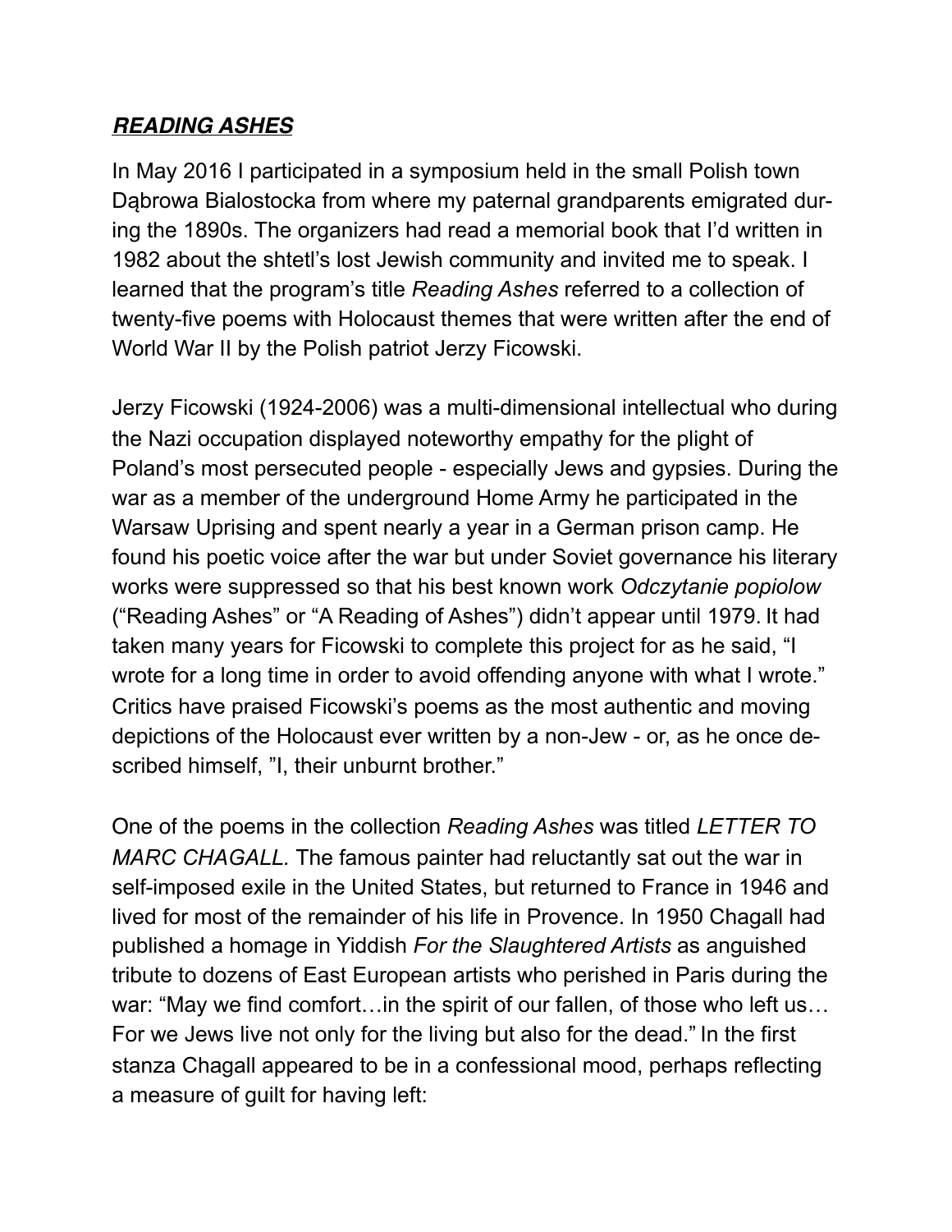***READING ASHES***

In May 2016 I participated in a symposium held in the small Polish town Dąbrowa Bialostocka from where my paternal grandparents emigrated during the 1890s. The organizers had read a memorial book that I'd written in 1982 about the shtetl's lost Jewish community and invited me to speak. I learned that the program's title *Reading Ashes* referred to a collection of twenty-five poems with Holocaust themes that were written after the end of World War II by the Polish patriot Jerzy Ficowski.

Jerzy Ficowski (1924-2006) was a multi-dimensional intellectual who during the Nazi occupation displayed noteworthy empathy for the plight of Poland's most persecuted people - especially Jews and gypsies. During the war as a member of the underground Home Army he participated in the Warsaw Uprising and spent nearly a year in a German prison camp. He found his poetic voice after the war but under Soviet governance his literary works were suppressed so that his best known work *Odczytanie popiolow* ("Reading Ashes" or "A Reading of Ashes") didn't appear until 1979. It had taken many years for Ficowski to complete this project for as he said, "I wrote for a long time in order to avoid offending anyone with what I wrote." Critics have praised Ficowski's poems as the most authentic and moving depictions of the Holocaust ever written by a non-Jew - or, as he once described himself, "I, their unburnt brother."

One of the poems in the collection *Reading Ashes* was titled *LETTER TO MARC CHAGALL.* The famous painter had reluctantly sat out the war in self-imposed exile in the United States, but returned to France in 1946 and lived for most of the remainder of his life in Provence. In 1950 Chagall had published a homage in Yiddish *For the Slaughtered Artists* as anguished tribute to dozens of East European artists who perished in Paris during the war: "May we find comfort…in the spirit of our fallen, of those who left us… For we Jews live not only for the living but also for the dead." In the first stanza Chagall appeared to be in a confessional mood, perhaps reflecting a measure of guilt for having left: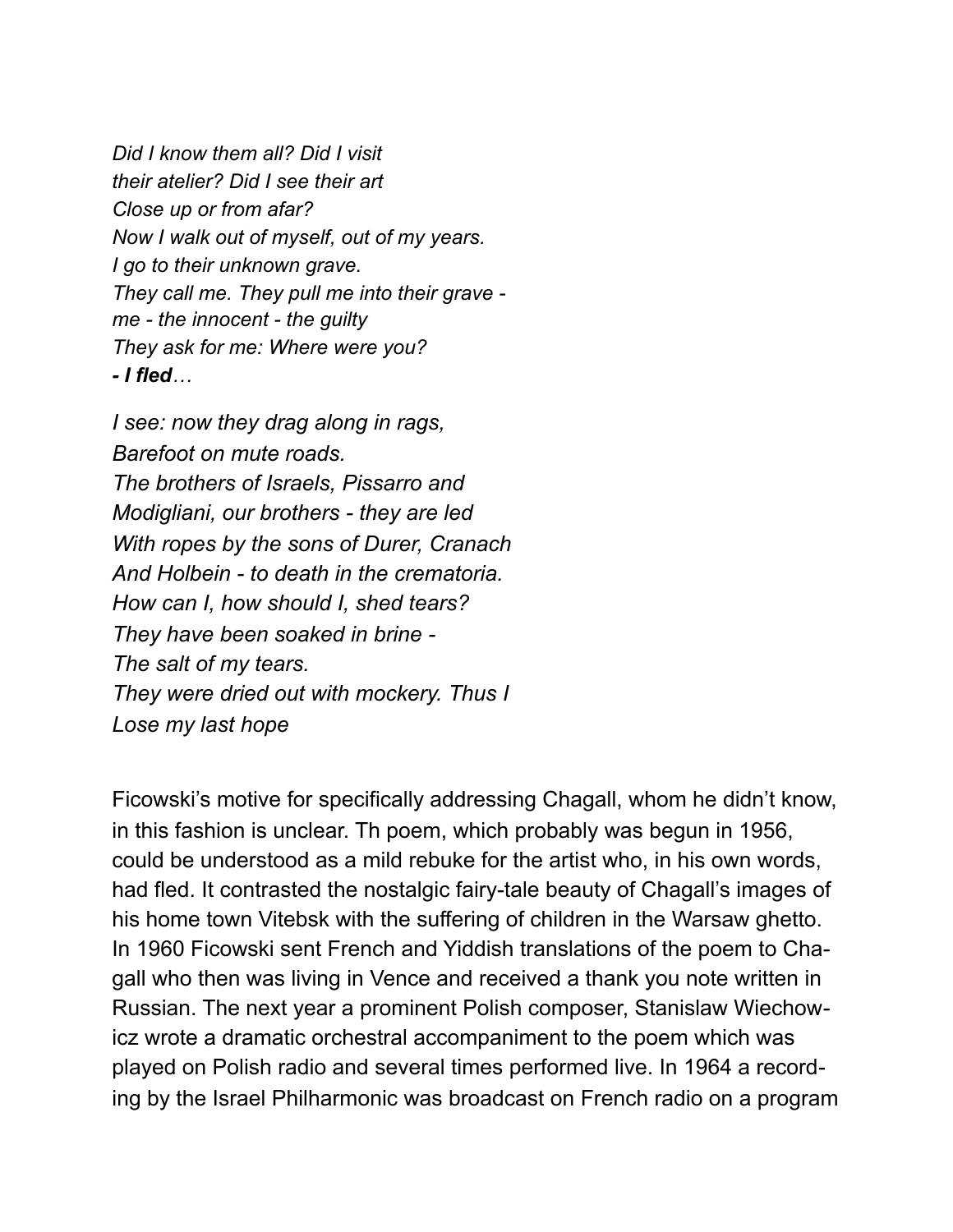*Did I know them all? Did I visit*
*their atelier? Did I see their art*
*Close up or from afar?*
*Now I walk out of myself, out of my years.*
*I go to their unknown grave.*
*They call me. They pull me into their grave -*
*me - the innocent - the guilty*
*They ask for me: Where were you?*
***- I fled****…*

*I see: now they drag along in rags,*
*Barefoot on mute roads.*
*The brothers of Israels, Pissarro and*
*Modigliani, our brothers - they are led*
*With ropes by the sons of Durer, Cranach*
*And Holbein - to death in the crematoria.*
*How can I, how should I, shed tears?*
*They have been soaked in brine -*
*The salt of my tears.*
*They were dried out with mockery. Thus I*
*Lose my last hope*

Ficowski's motive for specifically addressing Chagall, whom he didn't know, in this fashion is unclear. Th poem, which probably was begun in 1956, could be understood as a mild rebuke for the artist who, in his own words, had fled. It contrasted the nostalgic fairy-tale beauty of Chagall's images of his home town Vitebsk with the suffering of children in the Warsaw ghetto. In 1960 Ficowski sent French and Yiddish translations of the poem to Chagall who then was living in Vence and received a thank you note written in Russian. The next year a prominent Polish composer, Stanislaw Wiechowicz wrote a dramatic orchestral accompaniment to the poem which was played on Polish radio and several times performed live. In 1964 a recording by the Israel Philharmonic was broadcast on French radio on a program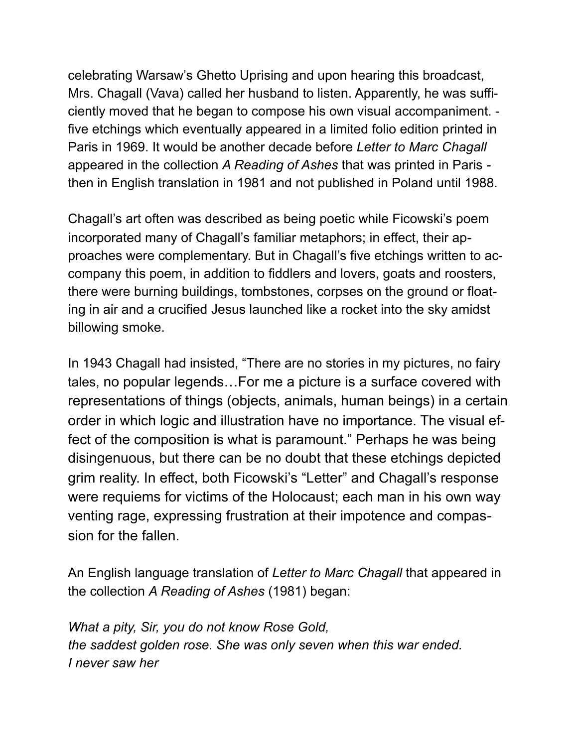celebrating Warsaw's Ghetto Uprising and upon hearing this broadcast, Mrs. Chagall (Vava) called her husband to listen. Apparently, he was sufficiently moved that he began to compose his own visual accompaniment. - five etchings which eventually appeared in a limited folio edition printed in Paris in 1969. It would be another decade before *Letter to Marc Chagall* appeared in the collection *A Reading of Ashes* that was printed in Paris - then in English translation in 1981 and not published in Poland until 1988.

Chagall's art often was described as being poetic while Ficowski's poem incorporated many of Chagall's familiar metaphors; in effect, their approaches were complementary. But in Chagall's five etchings written to accompany this poem, in addition to fiddlers and lovers, goats and roosters, there were burning buildings, tombstones, corpses on the ground or floating in air and a crucified Jesus launched like a rocket into the sky amidst billowing smoke.

In 1943 Chagall had insisted, "There are no stories in my pictures, no fairy tales, no popular legends…For me a picture is a surface covered with representations of things (objects, animals, human beings) in a certain order in which logic and illustration have no importance. The visual effect of the composition is what is paramount." Perhaps he was being disingenuous, but there can be no doubt that these etchings depicted grim reality. In effect, both Ficowski's "Letter" and Chagall's response were requiems for victims of the Holocaust; each man in his own way venting rage, expressing frustration at their impotence and compassion for the fallen.

An English language translation of *Letter to Marc Chagall* that appeared in the collection *A Reading of Ashes* (1981) began:

*What a pity, Sir, you do not know Rose Gold,*
*the saddest golden rose. She was only seven when this war ended.*
*I never saw her*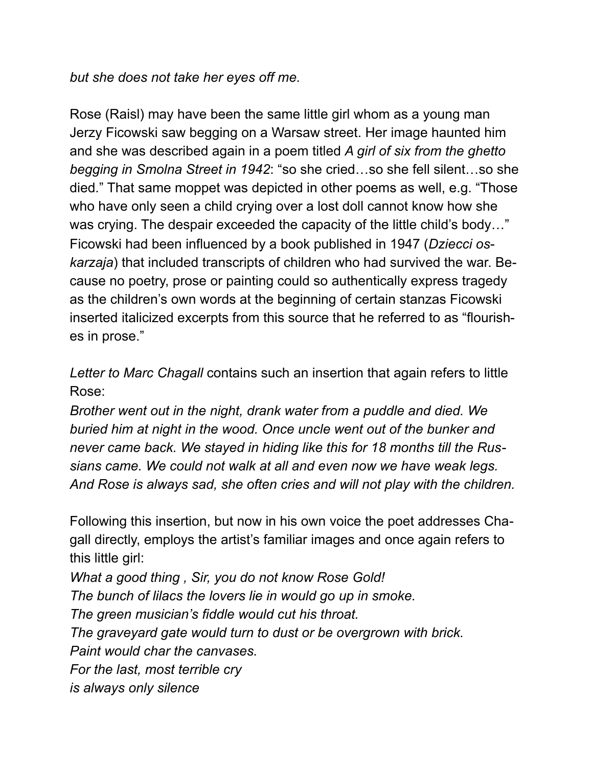*but she does not take her eyes off me.*

Rose (Raisl) may have been the same little girl whom as a young man Jerzy Ficowski saw begging on a Warsaw street. Her image haunted him and she was described again in a poem titled *A girl of six from the ghetto begging in Smolna Street in 1942*: "so she cried…so she fell silent…so she died." That same moppet was depicted in other poems as well, e.g. "Those who have only seen a child crying over a lost doll cannot know how she was crying. The despair exceeded the capacity of the little child's body…" Ficowski had been influenced by a book published in 1947 (*Dziecci oskarzaja*) that included transcripts of children who had survived the war. Because no poetry, prose or painting could so authentically express tragedy as the children's own words at the beginning of certain stanzas Ficowski inserted italicized excerpts from this source that he referred to as "flourishes in prose."

*Letter to Marc Chagall* contains such an insertion that again refers to little Rose:
*Brother went out in the night, drank water from a puddle and died. We buried him at night in the wood. Once uncle went out of the bunker and never came back. We stayed in hiding like this for 18 months till the Russians came. We could not walk at all and even now we have weak legs. And Rose is always sad, she often cries and will not play with the children.*

Following this insertion, but now in his own voice the poet addresses Chagall directly, employs the artist's familiar images and once again refers to this little girl:
*What a good thing , Sir, you do not know Rose Gold!*
*The bunch of lilacs the lovers lie in would go up in smoke.*
*The green musician's fiddle would cut his throat.*
*The graveyard gate would turn to dust or be overgrown with brick.*
*Paint would char the canvases.*
*For the last, most terrible cry*
*is always only silence*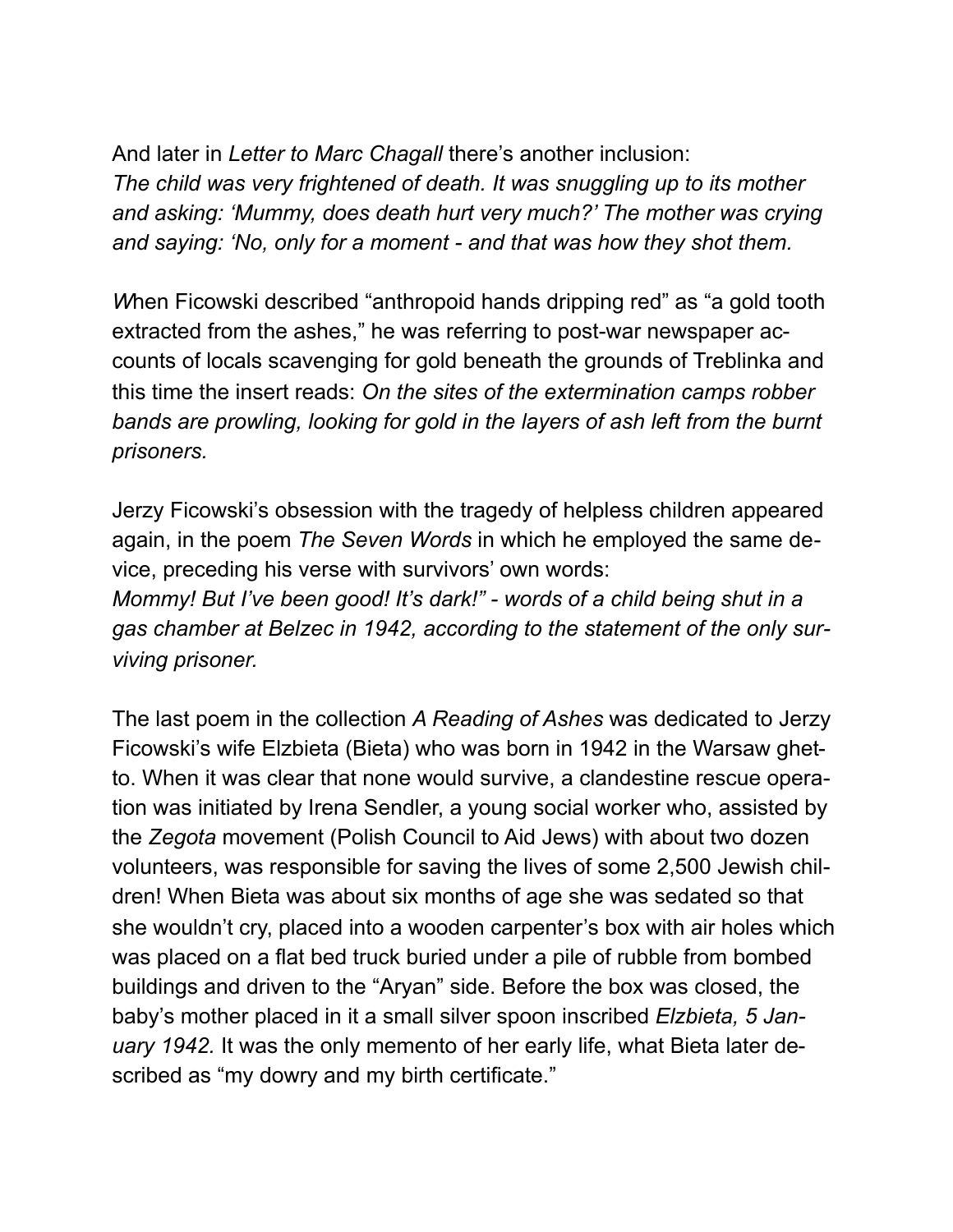And later in *Letter to Marc Chagall* there's another inclusion:
*The child was very frightened of death. It was snuggling up to its mother and asking: 'Mummy, does death hurt very much?' The mother was crying and saying: 'No, only for a moment - and that was how they shot them.*

*W*hen Ficowski described "anthropoid hands dripping red" as "a gold tooth extracted from the ashes," he was referring to post-war newspaper accounts of locals scavenging for gold beneath the grounds of Treblinka and this time the insert reads: *On the sites of the extermination camps robber bands are prowling, looking for gold in the layers of ash left from the burnt prisoners.*

Jerzy Ficowski's obsession with the tragedy of helpless children appeared again, in the poem *The Seven Words* in which he employed the same device, preceding his verse with survivors' own words:
*Mommy! But I've been good! It's dark!" - words of a child being shut in a gas chamber at Belzec in 1942, according to the statement of the only surviving prisoner.*

The last poem in the collection *A Reading of Ashes* was dedicated to Jerzy Ficowski's wife Elzbieta (Bieta) who was born in 1942 in the Warsaw ghetto. When it was clear that none would survive, a clandestine rescue operation was initiated by Irena Sendler, a young social worker who, assisted by the *Zegota* movement (Polish Council to Aid Jews) with about two dozen volunteers, was responsible for saving the lives of some 2,500 Jewish children! When Bieta was about six months of age she was sedated so that she wouldn't cry, placed into a wooden carpenter's box with air holes which was placed on a flat bed truck buried under a pile of rubble from bombed buildings and driven to the "Aryan" side. Before the box was closed, the baby's mother placed in it a small silver spoon inscribed *Elzbieta, 5 January 1942.* It was the only memento of her early life, what Bieta later described as "my dowry and my birth certificate."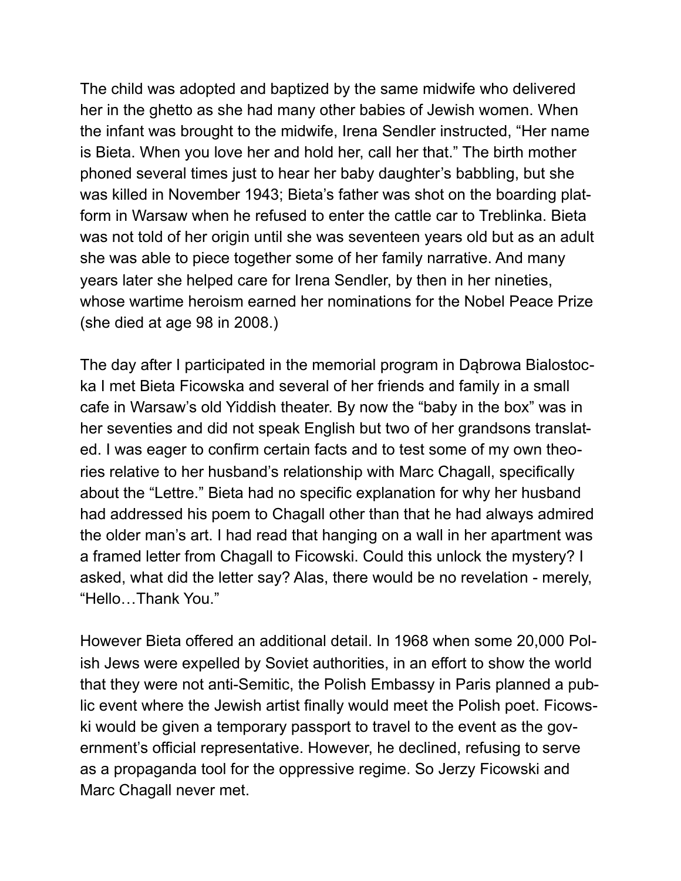The child was adopted and baptized by the same midwife who delivered her in the ghetto as she had many other babies of Jewish women. When the infant was brought to the midwife, Irena Sendler instructed, “Her name is Bieta. When you love her and hold her, call her that.” The birth mother phoned several times just to hear her baby daughter’s babbling, but she was killed in November 1943; Bieta’s father was shot on the boarding platform in Warsaw when he refused to enter the cattle car to Treblinka. Bieta was not told of her origin until she was seventeen years old but as an adult she was able to piece together some of her family narrative. And many years later she helped care for Irena Sendler, by then in her nineties, whose wartime heroism earned her nominations for the Nobel Peace Prize (she died at age 98 in 2008.)

The day after I participated in the memorial program in Dąbrowa Bialostocka I met Bieta Ficowska and several of her friends and family in a small cafe in Warsaw’s old Yiddish theater. By now the “baby in the box” was in her seventies and did not speak English but two of her grandsons translated. I was eager to confirm certain facts and to test some of my own theories relative to her husband’s relationship with Marc Chagall, specifically about the “Lettre.” Bieta had no specific explanation for why her husband had addressed his poem to Chagall other than that he had always admired the older man’s art. I had read that hanging on a wall in her apartment was a framed letter from Chagall to Ficowski. Could this unlock the mystery? I asked, what did the letter say? Alas, there would be no revelation - merely, “Hello…Thank You.”

However Bieta offered an additional detail. In 1968 when some 20,000 Polish Jews were expelled by Soviet authorities, in an effort to show the world that they were not anti-Semitic, the Polish Embassy in Paris planned a public event where the Jewish artist finally would meet the Polish poet. Ficowski would be given a temporary passport to travel to the event as the government’s official representative. However, he declined, refusing to serve as a propaganda tool for the oppressive regime. So Jerzy Ficowski and Marc Chagall never met.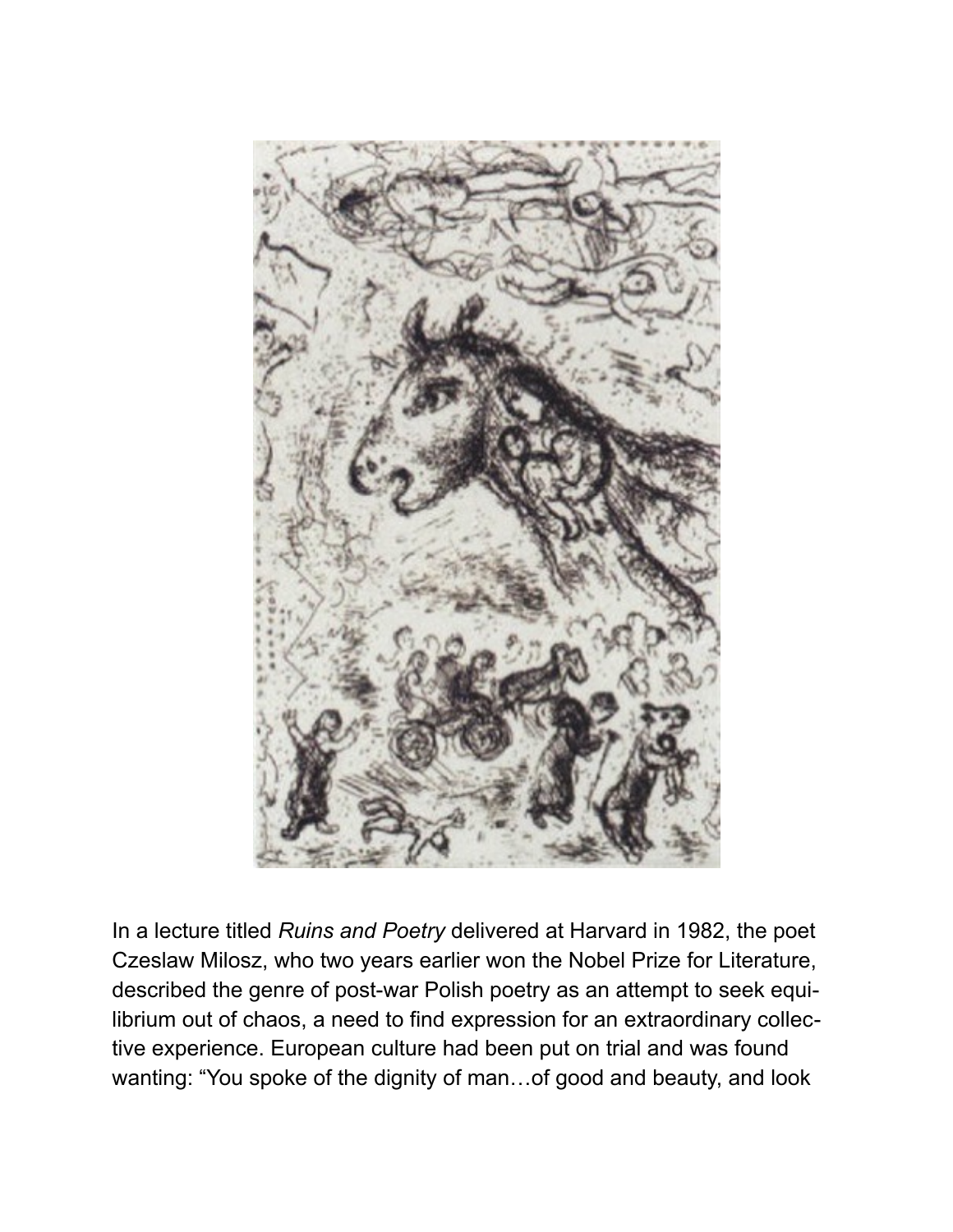In a lecture titled *Ruins and Poetry* delivered at Harvard in 1982, the poet Czeslaw Milosz, who two years earlier won the Nobel Prize for Literature, described the genre of post-war Polish poetry as an attempt to seek equilibrium out of chaos, a need to find expression for an extraordinary collective experience. European culture had been put on trial and was found wanting: "You spoke of the dignity of man…of good and beauty, and look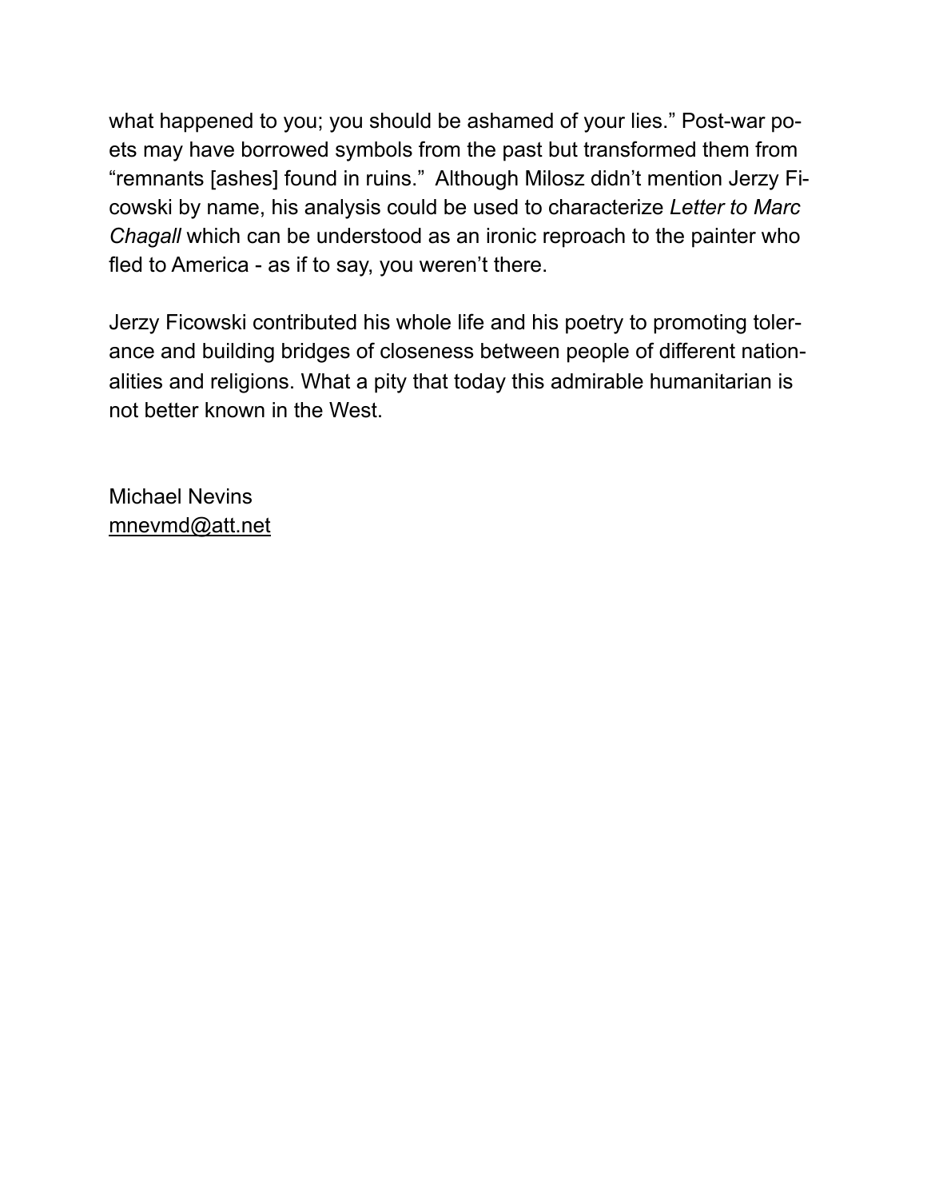what happened to you; you should be ashamed of your lies." Post-war poets may have borrowed symbols from the past but transformed them from "remnants [ashes] found in ruins." Although Milosz didn't mention Jerzy Ficowski by name, his analysis could be used to characterize *Letter to Marc Chagall* which can be understood as an ironic reproach to the painter who fled to America - as if to say, you weren't there.

Jerzy Ficowski contributed his whole life and his poetry to promoting tolerance and building bridges of closeness between people of different nationalities and religions. What a pity that today this admirable humanitarian is not better known in the West.

Michael Nevins
mnevmd@att.net